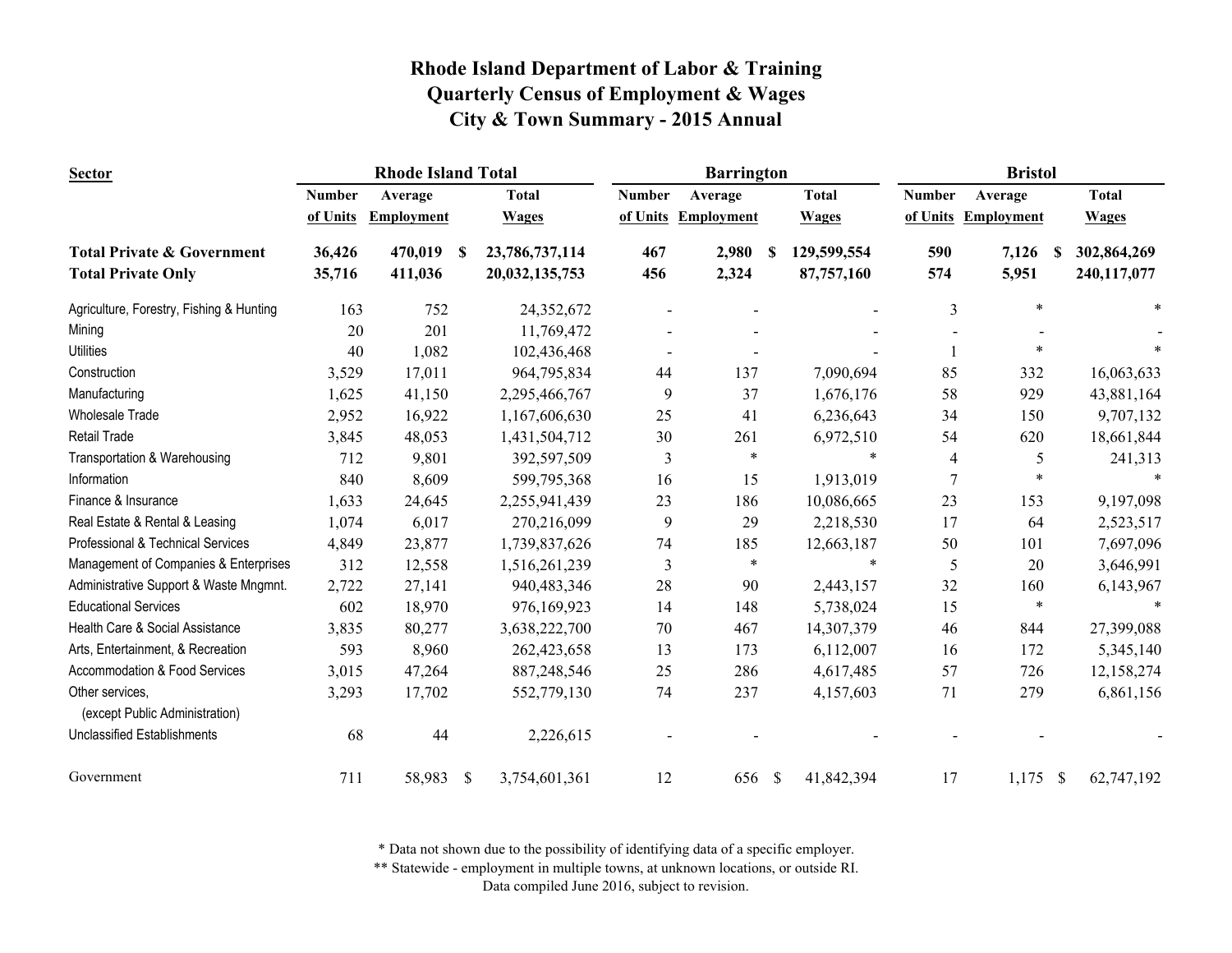# Rhode Island Department of Labor & Training
# Quarterly Census of Employment & Wages
# City & Town Summary - 2015 Annual

| Sector | Rhode Island Total | | | Barrington | | | Bristol | | |
|---|---|---|---|---|---|---|---|---|---|
| | Number of Units | Average Employment | Total Wages | Number of Units | Average Employment | Total Wages | Number of Units | Average Employment | Total Wages |
| **Total Private & Government** | **36,426** | **470,019** | **$ 23,786,737,114** | **467** | **2,980** | **$ 129,599,554** | **590** | **7,126** | **$ 302,864,269** |
| **Total Private Only** | **35,716** | **411,036** | **20,032,135,753** | **456** | **2,324** | **87,757,160** | **574** | **5,951** | **240,117,077** |
| Agriculture, Forestry, Fishing & Hunting | 163 | 752 | 24,352,672 | - | - | - | 3 | * | * |
| Mining | 20 | 201 | 11,769,472 | - | - | - | - | - | - |
| Utilities | 40 | 1,082 | 102,436,468 | - | - | - | 1 | * | * |
| Construction | 3,529 | 17,011 | 964,795,834 | 44 | 137 | 7,090,694 | 85 | 332 | 16,063,633 |
| Manufacturing | 1,625 | 41,150 | 2,295,466,767 | 9 | 37 | 1,676,176 | 58 | 929 | 43,881,164 |
| Wholesale Trade | 2,952 | 16,922 | 1,167,606,630 | 25 | 41 | 6,236,643 | 34 | 150 | 9,707,132 |
| Retail Trade | 3,845 | 48,053 | 1,431,504,712 | 30 | 261 | 6,972,510 | 54 | 620 | 18,661,844 |
| Transportation & Warehousing | 712 | 9,801 | 392,597,509 | 3 | * | * | 4 | 5 | 241,313 |
| Information | 840 | 8,609 | 599,795,368 | 16 | 15 | 1,913,019 | 7 | * | * |
| Finance & Insurance | 1,633 | 24,645 | 2,255,941,439 | 23 | 186 | 10,086,665 | 23 | 153 | 9,197,098 |
| Real Estate & Rental & Leasing | 1,074 | 6,017 | 270,216,099 | 9 | 29 | 2,218,530 | 17 | 64 | 2,523,517 |
| Professional & Technical Services | 4,849 | 23,877 | 1,739,837,626 | 74 | 185 | 12,663,187 | 50 | 101 | 7,697,096 |
| Management of Companies & Enterprises | 312 | 12,558 | 1,516,261,239 | 3 | * | * | 5 | 20 | 3,646,991 |
| Administrative Support & Waste Mngmnt. | 2,722 | 27,141 | 940,483,346 | 28 | 90 | 2,443,157 | 32 | 160 | 6,143,967 |
| Educational Services | 602 | 18,970 | 976,169,923 | 14 | 148 | 5,738,024 | 15 | * | * |
| Health Care & Social Assistance | 3,835 | 80,277 | 3,638,222,700 | 70 | 467 | 14,307,379 | 46 | 844 | 27,399,088 |
| Arts, Entertainment, & Recreation | 593 | 8,960 | 262,423,658 | 13 | 173 | 6,112,007 | 16 | 172 | 5,345,140 |
| Accommodation & Food Services | 3,015 | 47,264 | 887,248,546 | 25 | 286 | 4,617,485 | 57 | 726 | 12,158,274 |
| Other services, (except Public Administration) | 3,293 | 17,702 | 552,779,130 | 74 | 237 | 4,157,603 | 71 | 279 | 6,861,156 |
| Unclassified Establishments | 68 | 44 | 2,226,615 | - | - | - | - | - | - |
| Government | 711 | 58,983 | $ 3,754,601,361 | 12 | 656 | $ 41,842,394 | 17 | 1,175 | $ 62,747,192 |

\* Data not shown due to the possibility of identifying data of a specific employer.

\*\* Statewide - employment in multiple towns, at unknown locations, or outside RI.

Data compiled June 2016, subject to revision.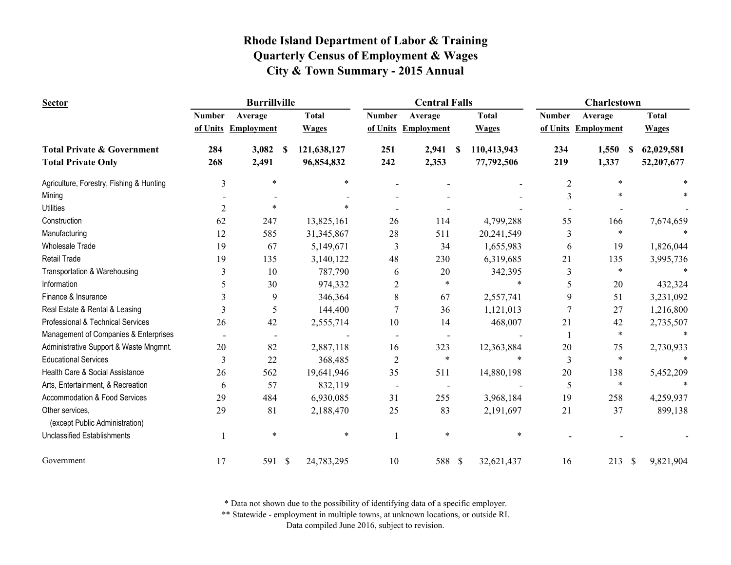# Rhode Island Department of Labor & Training
## Quarterly Census of Employment & Wages
## City & Town Summary - 2015 Annual

| Sector | Burrillville | | | Central Falls | | | Charlestown | | |
|---|---|---|---|---|---|---|---|---|---|
| | Number of Units | Average Employment | Total Wages | Number of Units | Average Employment | Total Wages | Number of Units | Average Employment | Total Wages |
| **Total Private & Government** | **284** | **3,082** | **$ 121,638,127** | **251** | **2,941** | **$ 110,413,943** | **234** | **1,550** | **$ 62,029,581** |
| **Total Private Only** | **268** | **2,491** | **96,854,832** | **242** | **2,353** | **77,792,506** | **219** | **1,337** | **52,207,677** |
| Agriculture, Forestry, Fishing & Hunting | 3 | * | * | - | - | - | 2 | * | * |
| Mining | - | - | - | - | - | - | 3 | * | * |
| Utilities | 2 | * | * | - | - | - | - | - | - |
| Construction | 62 | 247 | 13,825,161 | 26 | 114 | 4,799,288 | 55 | 166 | 7,674,659 |
| Manufacturing | 12 | 585 | 31,345,867 | 28 | 511 | 20,241,549 | 3 | * | * |
| Wholesale Trade | 19 | 67 | 5,149,671 | 3 | 34 | 1,655,983 | 6 | 19 | 1,826,044 |
| Retail Trade | 19 | 135 | 3,140,122 | 48 | 230 | 6,319,685 | 21 | 135 | 3,995,736 |
| Transportation & Warehousing | 3 | 10 | 787,790 | 6 | 20 | 342,395 | 3 | * | * |
| Information | 5 | 30 | 974,332 | 2 | * | * | 5 | 20 | 432,324 |
| Finance & Insurance | 3 | 9 | 346,364 | 8 | 67 | 2,557,741 | 9 | 51 | 3,231,092 |
| Real Estate & Rental & Leasing | 3 | 5 | 144,400 | 7 | 36 | 1,121,013 | 7 | 27 | 1,216,800 |
| Professional & Technical Services | 26 | 42 | 2,555,714 | 10 | 14 | 468,007 | 21 | 42 | 2,735,507 |
| Management of Companies & Enterprises | - | - | - | - | - | - | 1 | * | * |
| Administrative Support & Waste Mngmnt. | 20 | 82 | 2,887,118 | 16 | 323 | 12,363,884 | 20 | 75 | 2,730,933 |
| Educational Services | 3 | 22 | 368,485 | 2 | * | * | 3 | * | * |
| Health Care & Social Assistance | 26 | 562 | 19,641,946 | 35 | 511 | 14,880,198 | 20 | 138 | 5,452,209 |
| Arts, Entertainment, & Recreation | 6 | 57 | 832,119 | - | - | - | 5 | * | * |
| Accommodation & Food Services | 29 | 484 | 6,930,085 | 31 | 255 | 3,968,184 | 19 | 258 | 4,259,937 |
| Other services, (except Public Administration) | 29 | 81 | 2,188,470 | 25 | 83 | 2,191,697 | 21 | 37 | 899,138 |
| Unclassified Establishments | 1 | * | * | 1 | * | * | - | - | - |
| Government | 17 | 591 | $ 24,783,295 | 10 | 588 | $ 32,621,437 | 16 | 213 | $ 9,821,904 |

\* Data not shown due to the possibility of identifying data of a specific employer.

\*\* Statewide - employment in multiple towns, at unknown locations, or outside RI.

Data compiled June 2016, subject to revision.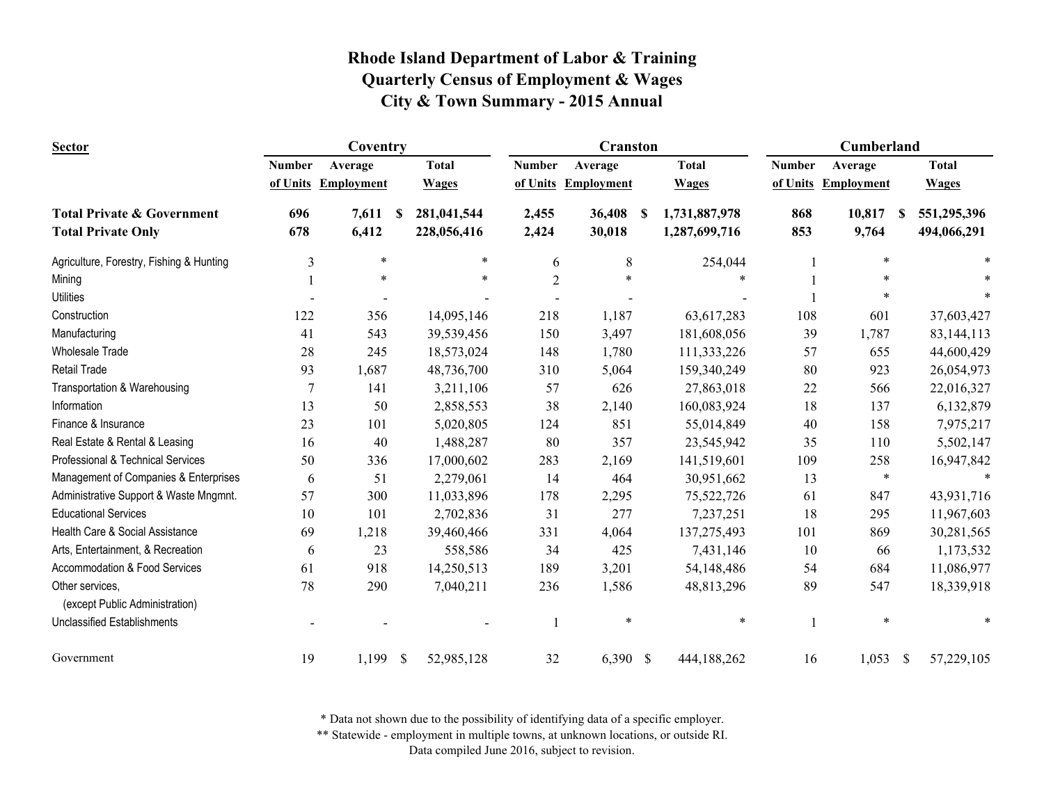# Rhode Island Department of Labor & Training
## Quarterly Census of Employment & Wages
## City & Town Summary - 2015 Annual

| Sector | Coventry | | | Cranston | | | Cumberland | | |
|---|---|---|---|---|---|---|---|---|---|
| | Number of Units | Average Employment | Total Wages | Number of Units | Average Employment | Total Wages | Number of Units | Average Employment | Total Wages |
| **Total Private & Government** | **696** | **7,611** | **$ 281,041,544** | **2,455** | **36,408** | **$ 1,731,887,978** | **868** | **10,817** | **$ 551,295,396** |
| **Total Private Only** | **678** | **6,412** | **228,056,416** | **2,424** | **30,018** | **1,287,699,716** | **853** | **9,764** | **494,066,291** |
| Agriculture, Forestry, Fishing & Hunting | 3 | * | * | 6 | 8 | 254,044 | 1 | * | * |
| Mining | 1 | * | * | 2 | * | * | 1 | * | * |
| Utilities | - | - | - | - | - | - | 1 | * | * |
| Construction | 122 | 356 | 14,095,146 | 218 | 1,187 | 63,617,283 | 108 | 601 | 37,603,427 |
| Manufacturing | 41 | 543 | 39,539,456 | 150 | 3,497 | 181,608,056 | 39 | 1,787 | 83,144,113 |
| Wholesale Trade | 28 | 245 | 18,573,024 | 148 | 1,780 | 111,333,226 | 57 | 655 | 44,600,429 |
| Retail Trade | 93 | 1,687 | 48,736,700 | 310 | 5,064 | 159,340,249 | 80 | 923 | 26,054,973 |
| Transportation & Warehousing | 7 | 141 | 3,211,106 | 57 | 626 | 27,863,018 | 22 | 566 | 22,016,327 |
| Information | 13 | 50 | 2,858,553 | 38 | 2,140 | 160,083,924 | 18 | 137 | 6,132,879 |
| Finance & Insurance | 23 | 101 | 5,020,805 | 124 | 851 | 55,014,849 | 40 | 158 | 7,975,217 |
| Real Estate & Rental & Leasing | 16 | 40 | 1,488,287 | 80 | 357 | 23,545,942 | 35 | 110 | 5,502,147 |
| Professional & Technical Services | 50 | 336 | 17,000,602 | 283 | 2,169 | 141,519,601 | 109 | 258 | 16,947,842 |
| Management of Companies & Enterprises | 6 | 51 | 2,279,061 | 14 | 464 | 30,951,662 | 13 | * | * |
| Administrative Support & Waste Mngmnt. | 57 | 300 | 11,033,896 | 178 | 2,295 | 75,522,726 | 61 | 847 | 43,931,716 |
| Educational Services | 10 | 101 | 2,702,836 | 31 | 277 | 7,237,251 | 18 | 295 | 11,967,603 |
| Health Care & Social Assistance | 69 | 1,218 | 39,460,466 | 331 | 4,064 | 137,275,493 | 101 | 869 | 30,281,565 |
| Arts, Entertainment, & Recreation | 6 | 23 | 558,586 | 34 | 425 | 7,431,146 | 10 | 66 | 1,173,532 |
| Accommodation & Food Services | 61 | 918 | 14,250,513 | 189 | 3,201 | 54,148,486 | 54 | 684 | 11,086,977 |
| Other services, (except Public Administration) | 78 | 290 | 7,040,211 | 236 | 1,586 | 48,813,296 | 89 | 547 | 18,339,918 |
| Unclassified Establishments | - | - | - | 1 | * | * | 1 | * | * |
| Government | 19 | 1,199 | $ 52,985,128 | 32 | 6,390 | $ 444,188,262 | 16 | 1,053 | $ 57,229,105 |

\* Data not shown due to the possibility of identifying data of a specific employer.

\*\* Statewide - employment in multiple towns, at unknown locations, or outside RI.

Data compiled June 2016, subject to revision.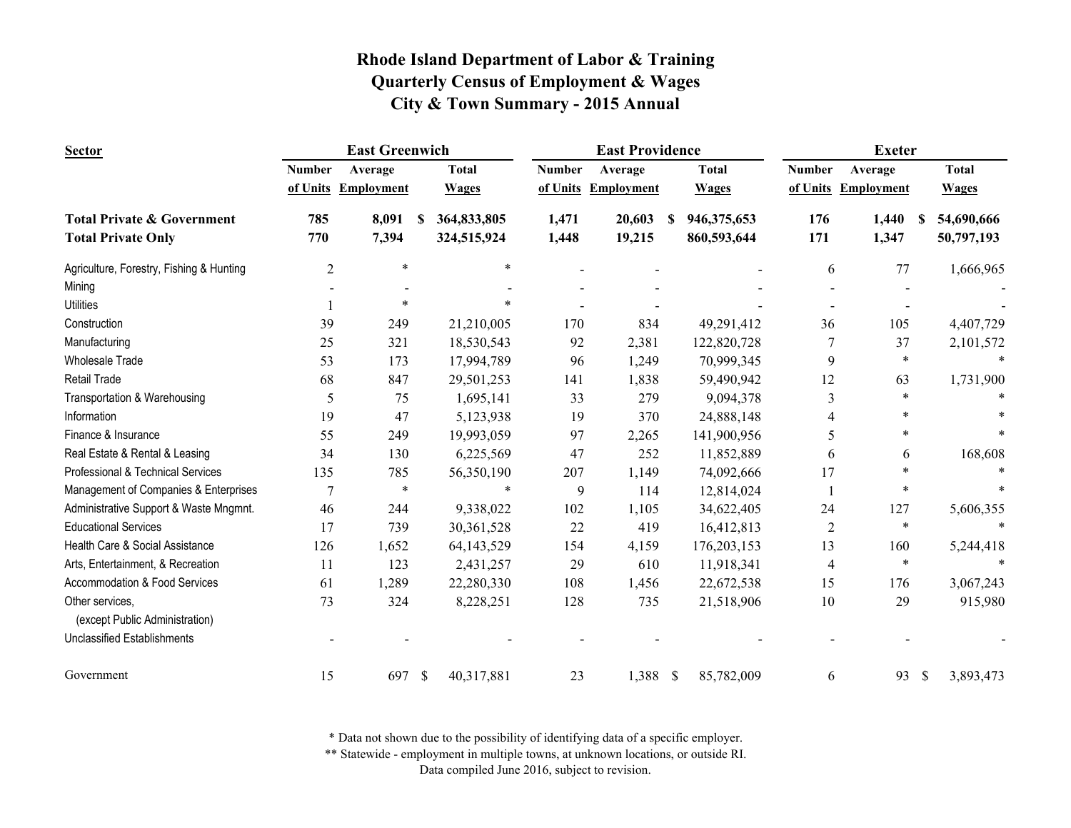# Rhode Island Department of Labor & Training
## Quarterly Census of Employment & Wages
## City & Town Summary - 2015 Annual

| Sector | East Greenwich | | | East Providence | | | Exeter | | |
|---|---|---|---|---|---|---|---|---|---|
| | Number of Units | Average Employment | Total Wages | Number of Units | Average Employment | Total Wages | Number of Units | Average Employment | Total Wages |
| **Total Private & Government** | **785** | **8,091** | **$ 364,833,805** | **1,471** | **20,603** | **$ 946,375,653** | **176** | **1,440** | **$ 54,690,666** |
| **Total Private Only** | **770** | **7,394** | **324,515,924** | **1,448** | **19,215** | **860,593,644** | **171** | **1,347** | **50,797,193** |
| Agriculture, Forestry, Fishing & Hunting | 2 | * | * | - | - | - | 6 | 77 | 1,666,965 |
| Mining | - | - | - | - | - | - | - | - | - |
| Utilities | 1 | * | * | - | - | - | - | - | - |
| Construction | 39 | 249 | 21,210,005 | 170 | 834 | 49,291,412 | 36 | 105 | 4,407,729 |
| Manufacturing | 25 | 321 | 18,530,543 | 92 | 2,381 | 122,820,728 | 7 | 37 | 2,101,572 |
| Wholesale Trade | 53 | 173 | 17,994,789 | 96 | 1,249 | 70,999,345 | 9 | * | * |
| Retail Trade | 68 | 847 | 29,501,253 | 141 | 1,838 | 59,490,942 | 12 | 63 | 1,731,900 |
| Transportation & Warehousing | 5 | 75 | 1,695,141 | 33 | 279 | 9,094,378 | 3 | * | * |
| Information | 19 | 47 | 5,123,938 | 19 | 370 | 24,888,148 | 4 | * | * |
| Finance & Insurance | 55 | 249 | 19,993,059 | 97 | 2,265 | 141,900,956 | 5 | * | * |
| Real Estate & Rental & Leasing | 34 | 130 | 6,225,569 | 47 | 252 | 11,852,889 | 6 | 6 | 168,608 |
| Professional & Technical Services | 135 | 785 | 56,350,190 | 207 | 1,149 | 74,092,666 | 17 | * | * |
| Management of Companies & Enterprises | 7 | * | * | 9 | 114 | 12,814,024 | 1 | * | * |
| Administrative Support & Waste Mngmnt. | 46 | 244 | 9,338,022 | 102 | 1,105 | 34,622,405 | 24 | 127 | 5,606,355 |
| Educational Services | 17 | 739 | 30,361,528 | 22 | 419 | 16,412,813 | 2 | * | * |
| Health Care & Social Assistance | 126 | 1,652 | 64,143,529 | 154 | 4,159 | 176,203,153 | 13 | 160 | 5,244,418 |
| Arts, Entertainment, & Recreation | 11 | 123 | 2,431,257 | 29 | 610 | 11,918,341 | 4 | * | * |
| Accommodation & Food Services | 61 | 1,289 | 22,280,330 | 108 | 1,456 | 22,672,538 | 15 | 176 | 3,067,243 |
| Other services, (except Public Administration) | 73 | 324 | 8,228,251 | 128 | 735 | 21,518,906 | 10 | 29 | 915,980 |
| Unclassified Establishments | - | - | - | - | - | - | - | - | - |
| Government | 15 | 697 | $ 40,317,881 | 23 | 1,388 | $ 85,782,009 | 6 | 93 | $ 3,893,473 |

\* Data not shown due to the possibility of identifying data of a specific employer.

\*\* Statewide - employment in multiple towns, at unknown locations, or outside RI.

Data compiled June 2016, subject to revision.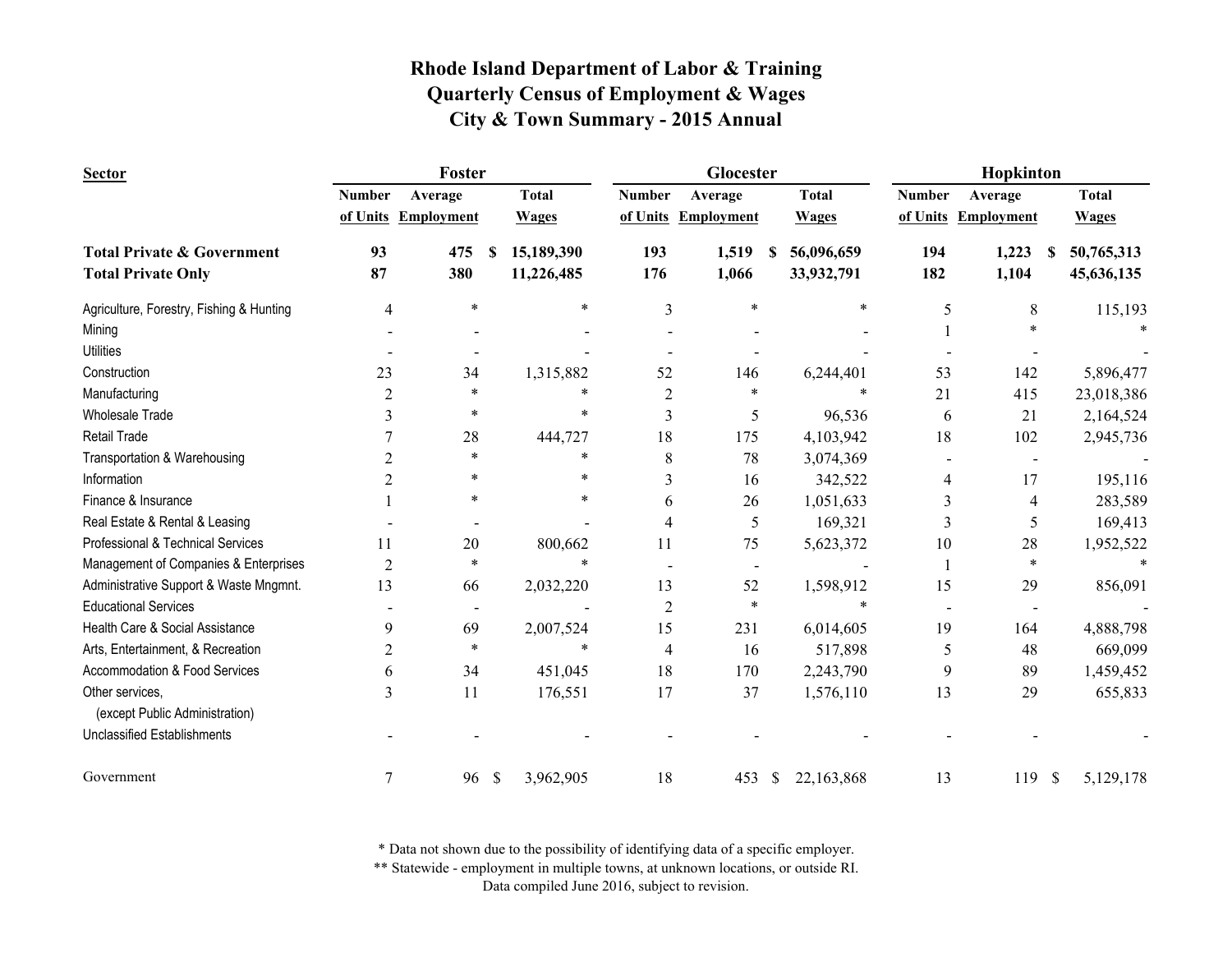# Rhode Island Department of Labor & Training
## Quarterly Census of Employment & Wages
## City & Town Summary - 2015 Annual

| Sector | Foster | | | Glocester | | | Hopkinton | | |
|---|---|---|---|---|---|---|---|---|---|
| | Number of Units | Average Employment | Total Wages | Number of Units | Average Employment | Total Wages | Number of Units | Average Employment | Total Wages |
| **Total Private & Government** | **93** | **475** | **$ 15,189,390** | **193** | **1,519** | **$ 56,096,659** | **194** | **1,223** | **$ 50,765,313** |
| **Total Private Only** | **87** | **380** | **11,226,485** | **176** | **1,066** | **33,932,791** | **182** | **1,104** | **45,636,135** |
| Agriculture, Forestry, Fishing & Hunting | 4 | * | * | 3 | * | * | 5 | 8 | 115,193 |
| Mining | - | - | - | - | - | - | 1 | * | * |
| Utilities | - | - | - | - | - | - | - | - | - |
| Construction | 23 | 34 | 1,315,882 | 52 | 146 | 6,244,401 | 53 | 142 | 5,896,477 |
| Manufacturing | 2 | * | * | 2 | * | * | 21 | 415 | 23,018,386 |
| Wholesale Trade | 3 | * | * | 3 | 5 | 96,536 | 6 | 21 | 2,164,524 |
| Retail Trade | 7 | 28 | 444,727 | 18 | 175 | 4,103,942 | 18 | 102 | 2,945,736 |
| Transportation & Warehousing | 2 | * | * | 8 | 78 | 3,074,369 | - | - | - |
| Information | 2 | * | * | 3 | 16 | 342,522 | 4 | 17 | 195,116 |
| Finance & Insurance | 1 | * | * | 6 | 26 | 1,051,633 | 3 | 4 | 283,589 |
| Real Estate & Rental & Leasing | - | - | - | 4 | 5 | 169,321 | 3 | 5 | 169,413 |
| Professional & Technical Services | 11 | 20 | 800,662 | 11 | 75 | 5,623,372 | 10 | 28 | 1,952,522 |
| Management of Companies & Enterprises | 2 | * | * | - | - | - | 1 | * | * |
| Administrative Support & Waste Mngmnt. | 13 | 66 | 2,032,220 | 13 | 52 | 1,598,912 | 15 | 29 | 856,091 |
| Educational Services | - | - | - | 2 | * | * | - | - | - |
| Health Care & Social Assistance | 9 | 69 | 2,007,524 | 15 | 231 | 6,014,605 | 19 | 164 | 4,888,798 |
| Arts, Entertainment, & Recreation | 2 | * | * | 4 | 16 | 517,898 | 5 | 48 | 669,099 |
| Accommodation & Food Services | 6 | 34 | 451,045 | 18 | 170 | 2,243,790 | 9 | 89 | 1,459,452 |
| Other services, (except Public Administration) | 3 | 11 | 176,551 | 17 | 37 | 1,576,110 | 13 | 29 | 655,833 |
| Unclassified Establishments | - | - | - | - | - | - | - | - | - |
| Government | 7 | 96 | $ 3,962,905 | 18 | 453 | $ 22,163,868 | 13 | 119 | $ 5,129,178 |

\* Data not shown due to the possibility of identifying data of a specific employer.

\*\* Statewide - employment in multiple towns, at unknown locations, or outside RI.

Data compiled June 2016, subject to revision.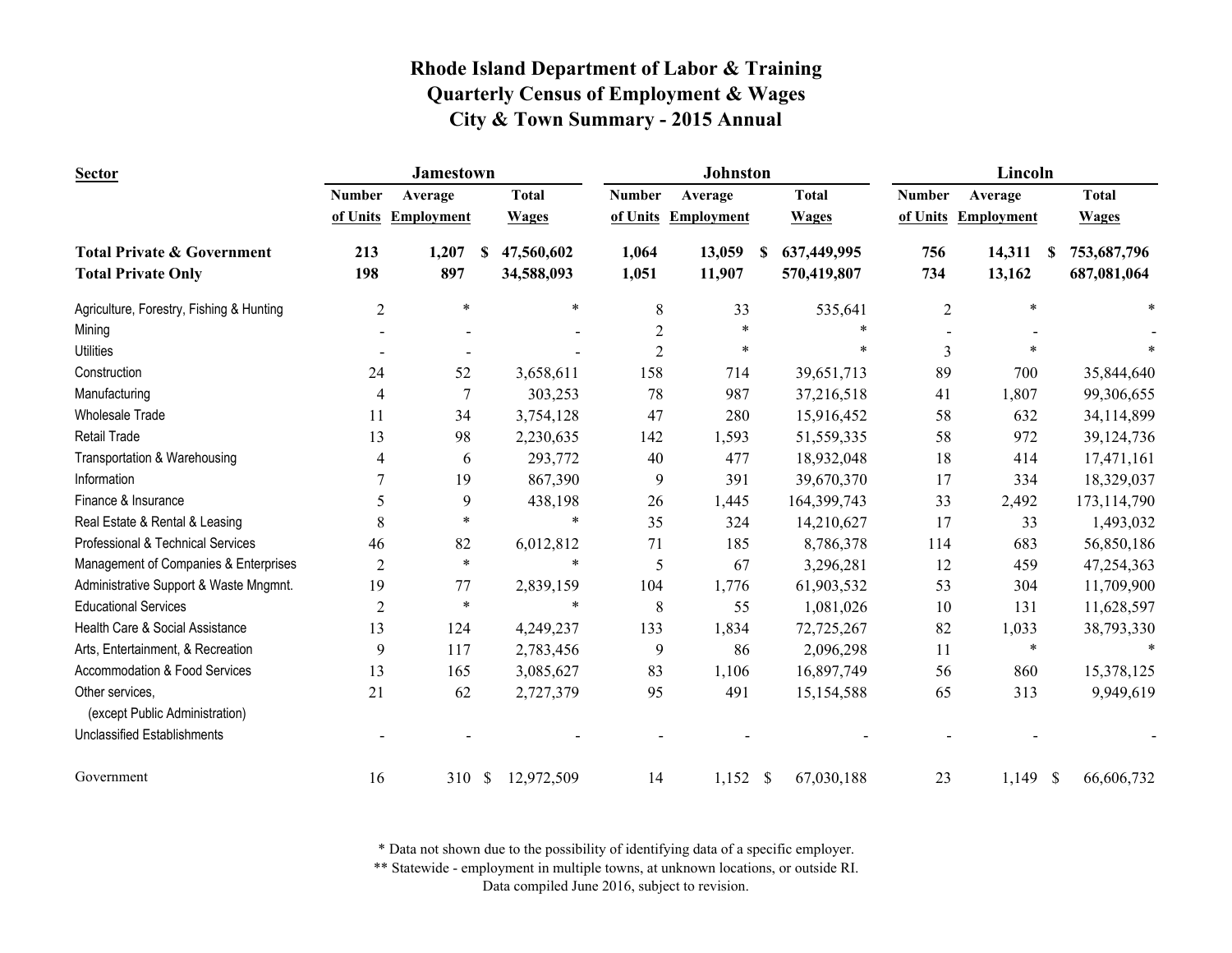# Rhode Island Department of Labor & Training
## Quarterly Census of Employment & Wages
## City & Town Summary - 2015 Annual

| Sector | Jamestown | | | Johnston | | | Lincoln | | |
|---|---|---|---|---|---|---|---|---|---|
| | Number of Units | Average Employment | Total Wages | Number of Units | Average Employment | Total Wages | Number of Units | Average Employment | Total Wages |
| **Total Private & Government** | **213** | **1,207** | **$ 47,560,602** | **1,064** | **13,059** | **$ 637,449,995** | **756** | **14,311** | **$ 753,687,796** |
| **Total Private Only** | **198** | **897** | **34,588,093** | **1,051** | **11,907** | **570,419,807** | **734** | **13,162** | **687,081,064** |
| Agriculture, Forestry, Fishing & Hunting | 2 | * | * | 8 | 33 | 535,641 | 2 | * | * |
| Mining | - | - | - | 2 | * | * | - | - | - |
| Utilities | - | - | - | 2 | * | * | 3 | * | * |
| Construction | 24 | 52 | 3,658,611 | 158 | 714 | 39,651,713 | 89 | 700 | 35,844,640 |
| Manufacturing | 4 | 7 | 303,253 | 78 | 987 | 37,216,518 | 41 | 1,807 | 99,306,655 |
| Wholesale Trade | 11 | 34 | 3,754,128 | 47 | 280 | 15,916,452 | 58 | 632 | 34,114,899 |
| Retail Trade | 13 | 98 | 2,230,635 | 142 | 1,593 | 51,559,335 | 58 | 972 | 39,124,736 |
| Transportation & Warehousing | 4 | 6 | 293,772 | 40 | 477 | 18,932,048 | 18 | 414 | 17,471,161 |
| Information | 7 | 19 | 867,390 | 9 | 391 | 39,670,370 | 17 | 334 | 18,329,037 |
| Finance & Insurance | 5 | 9 | 438,198 | 26 | 1,445 | 164,399,743 | 33 | 2,492 | 173,114,790 |
| Real Estate & Rental & Leasing | 8 | * | * | 35 | 324 | 14,210,627 | 17 | 33 | 1,493,032 |
| Professional & Technical Services | 46 | 82 | 6,012,812 | 71 | 185 | 8,786,378 | 114 | 683 | 56,850,186 |
| Management of Companies & Enterprises | 2 | * | * | 5 | 67 | 3,296,281 | 12 | 459 | 47,254,363 |
| Administrative Support & Waste Mngmnt. | 19 | 77 | 2,839,159 | 104 | 1,776 | 61,903,532 | 53 | 304 | 11,709,900 |
| Educational Services | 2 | * | * | 8 | 55 | 1,081,026 | 10 | 131 | 11,628,597 |
| Health Care & Social Assistance | 13 | 124 | 4,249,237 | 133 | 1,834 | 72,725,267 | 82 | 1,033 | 38,793,330 |
| Arts, Entertainment, & Recreation | 9 | 117 | 2,783,456 | 9 | 86 | 2,096,298 | 11 | * | * |
| Accommodation & Food Services | 13 | 165 | 3,085,627 | 83 | 1,106 | 16,897,749 | 56 | 860 | 15,378,125 |
| Other services, (except Public Administration) | 21 | 62 | 2,727,379 | 95 | 491 | 15,154,588 | 65 | 313 | 9,949,619 |
| Unclassified Establishments | - | - | - | - | - | - | - | - | - |
| Government | 16 | 310 | $ 12,972,509 | 14 | 1,152 | $ 67,030,188 | 23 | 1,149 | $ 66,606,732 |

\* Data not shown due to the possibility of identifying data of a specific employer.

\** Statewide - employment in multiple towns, at unknown locations, or outside RI.

Data compiled June 2016, subject to revision.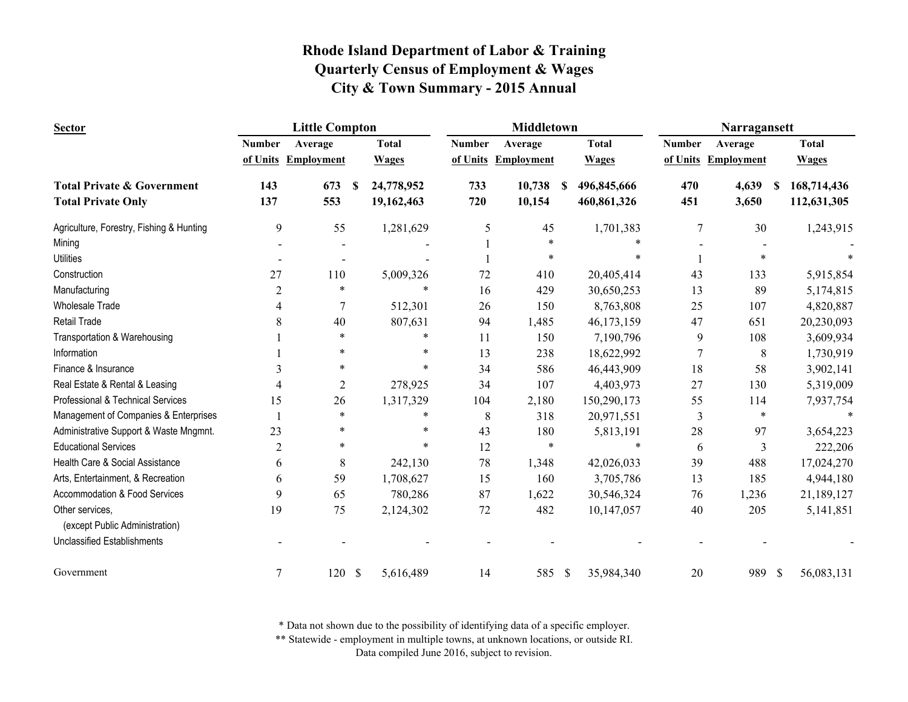# Rhode Island Department of Labor & Training
## Quarterly Census of Employment & Wages
## City & Town Summary - 2015 Annual

| Sector | Little Compton | | | Middletown | | | Narragansett | | |
|---|---|---|---|---|---|---|---|---|---|
| | Number of Units | Average Employment | Total Wages | Number of Units | Average Employment | Total Wages | Number of Units | Average Employment | Total Wages |
| **Total Private & Government** | **143** | **673** | **$ 24,778,952** | **733** | **10,738** | **$ 496,845,666** | **470** | **4,639** | **$ 168,714,436** |
| **Total Private Only** | **137** | **553** | **19,162,463** | **720** | **10,154** | **460,861,326** | **451** | **3,650** | **112,631,305** |
| Agriculture, Forestry, Fishing & Hunting | 9 | 55 | 1,281,629 | 5 | 45 | 1,701,383 | 7 | 30 | 1,243,915 |
| Mining | - | - | - | 1 | * | * | - | - | - |
| Utilities | - | - | - | 1 | * | * | 1 | * | * |
| Construction | 27 | 110 | 5,009,326 | 72 | 410 | 20,405,414 | 43 | 133 | 5,915,854 |
| Manufacturing | 2 | * | * | 16 | 429 | 30,650,253 | 13 | 89 | 5,174,815 |
| Wholesale Trade | 4 | 7 | 512,301 | 26 | 150 | 8,763,808 | 25 | 107 | 4,820,887 |
| Retail Trade | 8 | 40 | 807,631 | 94 | 1,485 | 46,173,159 | 47 | 651 | 20,230,093 |
| Transportation & Warehousing | 1 | * | * | 11 | 150 | 7,190,796 | 9 | 108 | 3,609,934 |
| Information | 1 | * | * | 13 | 238 | 18,622,992 | 7 | 8 | 1,730,919 |
| Finance & Insurance | 3 | * | * | 34 | 586 | 46,443,909 | 18 | 58 | 3,902,141 |
| Real Estate & Rental & Leasing | 4 | 2 | 278,925 | 34 | 107 | 4,403,973 | 27 | 130 | 5,319,009 |
| Professional & Technical Services | 15 | 26 | 1,317,329 | 104 | 2,180 | 150,290,173 | 55 | 114 | 7,937,754 |
| Management of Companies & Enterprises | 1 | * | * | 8 | 318 | 20,971,551 | 3 | * | * |
| Administrative Support & Waste Mngmnt. | 23 | * | * | 43 | 180 | 5,813,191 | 28 | 97 | 3,654,223 |
| Educational Services | 2 | * | * | 12 | * | * | 6 | 3 | 222,206 |
| Health Care & Social Assistance | 6 | 8 | 242,130 | 78 | 1,348 | 42,026,033 | 39 | 488 | 17,024,270 |
| Arts, Entertainment, & Recreation | 6 | 59 | 1,708,627 | 15 | 160 | 3,705,786 | 13 | 185 | 4,944,180 |
| Accommodation & Food Services | 9 | 65 | 780,286 | 87 | 1,622 | 30,546,324 | 76 | 1,236 | 21,189,127 |
| Other services, (except Public Administration) | 19 | 75 | 2,124,302 | 72 | 482 | 10,147,057 | 40 | 205 | 5,141,851 |
| Unclassified Establishments | - | - | - | - | - | - | - | - | - |
| Government | 7 | 120 | $ 5,616,489 | 14 | 585 | $ 35,984,340 | 20 | 989 | $ 56,083,131 |

\* Data not shown due to the possibility of identifying data of a specific employer.
\*\* Statewide - employment in multiple towns, at unknown locations, or outside RI.
Data compiled June 2016, subject to revision.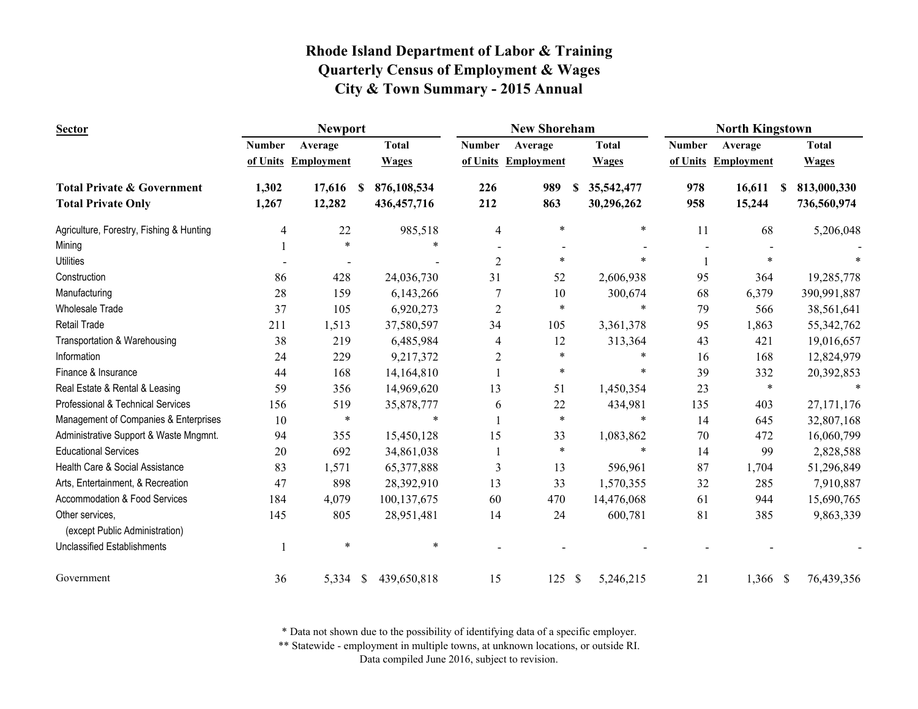# Rhode Island Department of Labor & Training
## Quarterly Census of Employment & Wages
## City & Town Summary - 2015 Annual

| Sector | Newport | | | New Shoreham | | | North Kingstown | | |
|---|---|---|---|---|---|---|---|---|---|
| | Number of Units | Average Employment | Total Wages | Number of Units | Average Employment | Total Wages | Number of Units | Average Employment | Total Wages |
| **Total Private & Government** | **1,302** | **17,616** | **$ 876,108,534** | **226** | **989** | **$ 35,542,477** | **978** | **16,611** | **$ 813,000,330** |
| **Total Private Only** | **1,267** | **12,282** | **436,457,716** | **212** | **863** | **30,296,262** | **958** | **15,244** | **736,560,974** |
| Agriculture, Forestry, Fishing & Hunting | 4 | 22 | 985,518 | 4 | * | * | 11 | 68 | 5,206,048 |
| Mining | 1 | * | * | - | - | - | - | - | - |
| Utilities | - | - | - | 2 | * | * | 1 | * | * |
| Construction | 86 | 428 | 24,036,730 | 31 | 52 | 2,606,938 | 95 | 364 | 19,285,778 |
| Manufacturing | 28 | 159 | 6,143,266 | 7 | 10 | 300,674 | 68 | 6,379 | 390,991,887 |
| Wholesale Trade | 37 | 105 | 6,920,273 | 2 | * | * | 79 | 566 | 38,561,641 |
| Retail Trade | 211 | 1,513 | 37,580,597 | 34 | 105 | 3,361,378 | 95 | 1,863 | 55,342,762 |
| Transportation & Warehousing | 38 | 219 | 6,485,984 | 4 | 12 | 313,364 | 43 | 421 | 19,016,657 |
| Information | 24 | 229 | 9,217,372 | 2 | * | * | 16 | 168 | 12,824,979 |
| Finance & Insurance | 44 | 168 | 14,164,810 | 1 | * | * | 39 | 332 | 20,392,853 |
| Real Estate & Rental & Leasing | 59 | 356 | 14,969,620 | 13 | 51 | 1,450,354 | 23 | * | * |
| Professional & Technical Services | 156 | 519 | 35,878,777 | 6 | 22 | 434,981 | 135 | 403 | 27,171,176 |
| Management of Companies & Enterprises | 10 | * | * | 1 | * | * | 14 | 645 | 32,807,168 |
| Administrative Support & Waste Mngmnt. | 94 | 355 | 15,450,128 | 15 | 33 | 1,083,862 | 70 | 472 | 16,060,799 |
| Educational Services | 20 | 692 | 34,861,038 | 1 | * | * | 14 | 99 | 2,828,588 |
| Health Care & Social Assistance | 83 | 1,571 | 65,377,888 | 3 | 13 | 596,961 | 87 | 1,704 | 51,296,849 |
| Arts, Entertainment, & Recreation | 47 | 898 | 28,392,910 | 13 | 33 | 1,570,355 | 32 | 285 | 7,910,887 |
| Accommodation & Food Services | 184 | 4,079 | 100,137,675 | 60 | 470 | 14,476,068 | 61 | 944 | 15,690,765 |
| Other services, (except Public Administration) | 145 | 805 | 28,951,481 | 14 | 24 | 600,781 | 81 | 385 | 9,863,339 |
| Unclassified Establishments | 1 | * | * | - | - | - | - | - | - |
| Government | 36 | 5,334 | $ 439,650,818 | 15 | 125 | $ 5,246,215 | 21 | 1,366 | $ 76,439,356 |

\* Data not shown due to the possibility of identifying data of a specific employer.

\*\* Statewide - employment in multiple towns, at unknown locations, or outside RI.

Data compiled June 2016, subject to revision.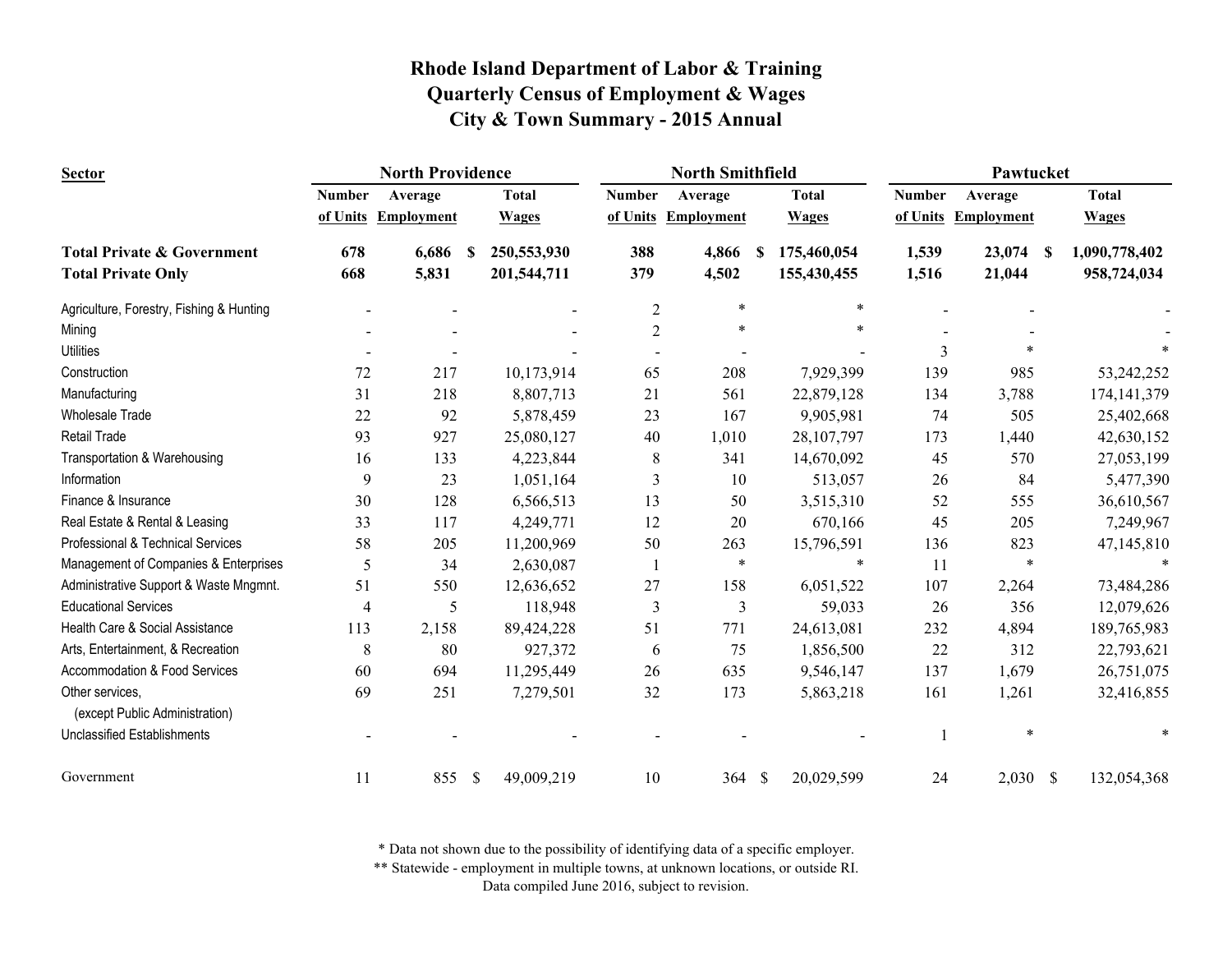# Rhode Island Department of Labor & Training
## Quarterly Census of Employment & Wages
## City & Town Summary - 2015 Annual

| Sector | North Providence | | | North Smithfield | | | Pawtucket | | |
|---|---|---|---|---|---|---|---|---|---|
| | Number of Units | Average Employment | Total Wages | Number of Units | Average Employment | Total Wages | Number of Units | Average Employment | Total Wages |
| **Total Private & Government** | **678** | **6,686** | **$ 250,553,930** | **388** | **4,866** | **$ 175,460,054** | **1,539** | **23,074** | **$ 1,090,778,402** |
| **Total Private Only** | **668** | **5,831** | **201,544,711** | **379** | **4,502** | **155,430,455** | **1,516** | **21,044** | **958,724,034** |
| Agriculture, Forestry, Fishing & Hunting | - | - | - | 2 | * | * | - | - | - |
| Mining | - | - | - | 2 | * | * | - | - | - |
| Utilities | - | - | - | - | - | - | 3 | * | * |
| Construction | 72 | 217 | 10,173,914 | 65 | 208 | 7,929,399 | 139 | 985 | 53,242,252 |
| Manufacturing | 31 | 218 | 8,807,713 | 21 | 561 | 22,879,128 | 134 | 3,788 | 174,141,379 |
| Wholesale Trade | 22 | 92 | 5,878,459 | 23 | 167 | 9,905,981 | 74 | 505 | 25,402,668 |
| Retail Trade | 93 | 927 | 25,080,127 | 40 | 1,010 | 28,107,797 | 173 | 1,440 | 42,630,152 |
| Transportation & Warehousing | 16 | 133 | 4,223,844 | 8 | 341 | 14,670,092 | 45 | 570 | 27,053,199 |
| Information | 9 | 23 | 1,051,164 | 3 | 10 | 513,057 | 26 | 84 | 5,477,390 |
| Finance & Insurance | 30 | 128 | 6,566,513 | 13 | 50 | 3,515,310 | 52 | 555 | 36,610,567 |
| Real Estate & Rental & Leasing | 33 | 117 | 4,249,771 | 12 | 20 | 670,166 | 45 | 205 | 7,249,967 |
| Professional & Technical Services | 58 | 205 | 11,200,969 | 50 | 263 | 15,796,591 | 136 | 823 | 47,145,810 |
| Management of Companies & Enterprises | 5 | 34 | 2,630,087 | 1 | * | * | 11 | * | * |
| Administrative Support & Waste Mngmnt. | 51 | 550 | 12,636,652 | 27 | 158 | 6,051,522 | 107 | 2,264 | 73,484,286 |
| Educational Services | 4 | 5 | 118,948 | 3 | 3 | 59,033 | 26 | 356 | 12,079,626 |
| Health Care & Social Assistance | 113 | 2,158 | 89,424,228 | 51 | 771 | 24,613,081 | 232 | 4,894 | 189,765,983 |
| Arts, Entertainment, & Recreation | 8 | 80 | 927,372 | 6 | 75 | 1,856,500 | 22 | 312 | 22,793,621 |
| Accommodation & Food Services | 60 | 694 | 11,295,449 | 26 | 635 | 9,546,147 | 137 | 1,679 | 26,751,075 |
| Other services, (except Public Administration) | 69 | 251 | 7,279,501 | 32 | 173 | 5,863,218 | 161 | 1,261 | 32,416,855 |
| Unclassified Establishments | - | - | - | - | - | - | 1 | * | * |
| Government | 11 | 855 | $ 49,009,219 | 10 | 364 | $ 20,029,599 | 24 | 2,030 | $ 132,054,368 |

\* Data not shown due to the possibility of identifying data of a specific employer.

\*\* Statewide - employment in multiple towns, at unknown locations, or outside RI.

Data compiled June 2016, subject to revision.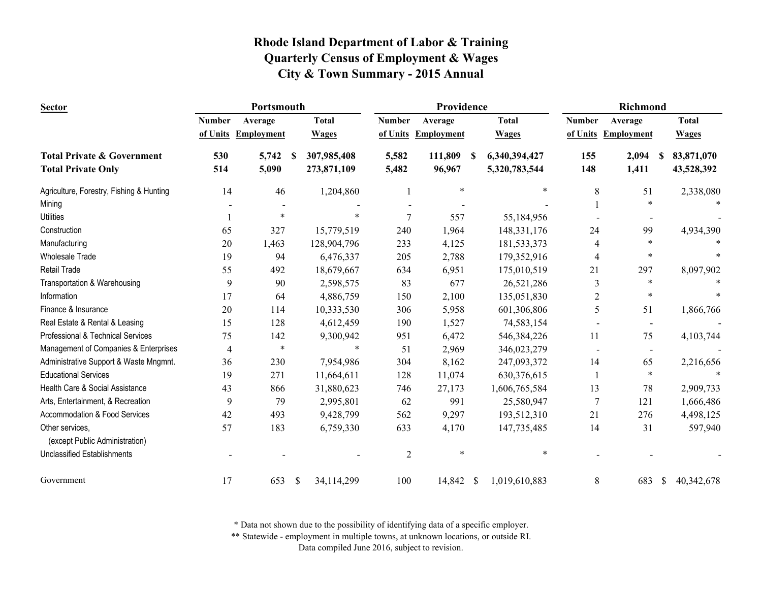# Rhode Island Department of Labor & Training
## Quarterly Census of Employment & Wages
## City & Town Summary - 2015 Annual

| Sector | Portsmouth | | | Providence | | | Richmond | | |
|---|---|---|---|---|---|---|---|---|---|
| | Number of Units | Average Employment | Total Wages | Number of Units | Average Employment | Total Wages | Number of Units | Average Employment | Total Wages |
| **Total Private & Government** | **530** | **5,742** | **$ 307,985,408** | **5,582** | **111,809** | **$ 6,340,394,427** | **155** | **2,094** | **$ 83,871,070** |
| **Total Private Only** | **514** | **5,090** | **273,871,109** | **5,482** | **96,967** | **5,320,783,544** | **148** | **1,411** | **43,528,392** |
| Agriculture, Forestry, Fishing & Hunting | 14 | 46 | 1,204,860 | 1 | * | * | 8 | 51 | 2,338,080 |
| Mining | - | - | - | - | - | - | 1 | * | * |
| Utilities | 1 | * | * | 7 | 557 | 55,184,956 | - | - | - |
| Construction | 65 | 327 | 15,779,519 | 240 | 1,964 | 148,331,176 | 24 | 99 | 4,934,390 |
| Manufacturing | 20 | 1,463 | 128,904,796 | 233 | 4,125 | 181,533,373 | 4 | * | * |
| Wholesale Trade | 19 | 94 | 6,476,337 | 205 | 2,788 | 179,352,916 | 4 | * | * |
| Retail Trade | 55 | 492 | 18,679,667 | 634 | 6,951 | 175,010,519 | 21 | 297 | 8,097,902 |
| Transportation & Warehousing | 9 | 90 | 2,598,575 | 83 | 677 | 26,521,286 | 3 | * | * |
| Information | 17 | 64 | 4,886,759 | 150 | 2,100 | 135,051,830 | 2 | * | * |
| Finance & Insurance | 20 | 114 | 10,333,530 | 306 | 5,958 | 601,306,806 | 5 | 51 | 1,866,766 |
| Real Estate & Rental & Leasing | 15 | 128 | 4,612,459 | 190 | 1,527 | 74,583,154 | - | - | - |
| Professional & Technical Services | 75 | 142 | 9,300,942 | 951 | 6,472 | 546,384,226 | 11 | 75 | 4,103,744 |
| Management of Companies & Enterprises | 4 | * | * | 51 | 2,969 | 346,023,279 | - | - | - |
| Administrative Support & Waste Mngmnt. | 36 | 230 | 7,954,986 | 304 | 8,162 | 247,093,372 | 14 | 65 | 2,216,656 |
| Educational Services | 19 | 271 | 11,664,611 | 128 | 11,074 | 630,376,615 | 1 | * | * |
| Health Care & Social Assistance | 43 | 866 | 31,880,623 | 746 | 27,173 | 1,606,765,584 | 13 | 78 | 2,909,733 |
| Arts, Entertainment, & Recreation | 9 | 79 | 2,995,801 | 62 | 991 | 25,580,947 | 7 | 121 | 1,666,486 |
| Accommodation & Food Services | 42 | 493 | 9,428,799 | 562 | 9,297 | 193,512,310 | 21 | 276 | 4,498,125 |
| Other services, (except Public Administration) | 57 | 183 | 6,759,330 | 633 | 4,170 | 147,735,485 | 14 | 31 | 597,940 |
| Unclassified Establishments | - | - | - | 2 | * | * | - | - | - |
| Government | 17 | 653 | $ 34,114,299 | 100 | 14,842 | $ 1,019,610,883 | 8 | 683 | $ 40,342,678 |

\* Data not shown due to the possibility of identifying data of a specific employer.

\*\* Statewide - employment in multiple towns, at unknown locations, or outside RI.

Data compiled June 2016, subject to revision.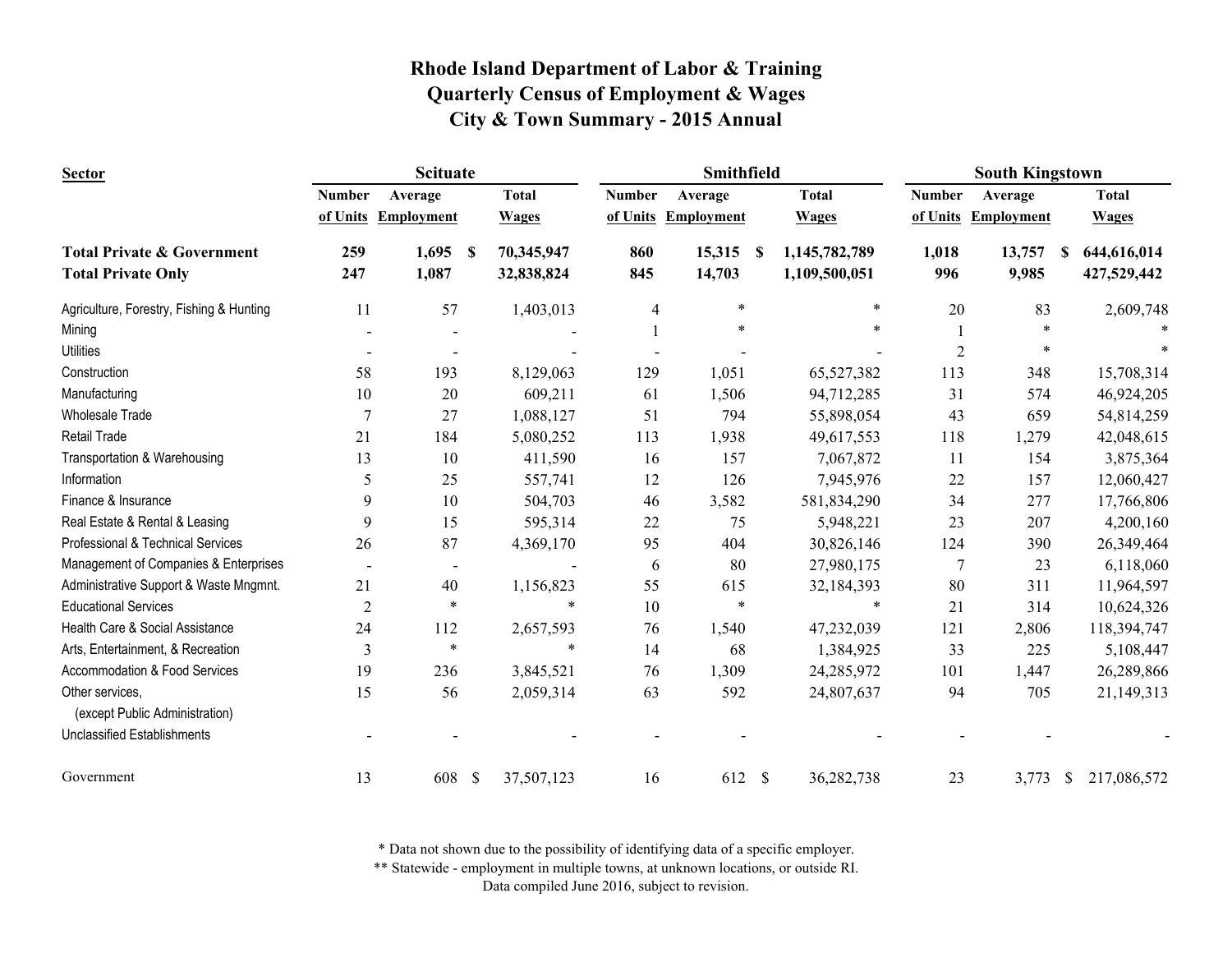# Rhode Island Department of Labor & Training
# Quarterly Census of Employment & Wages
# City & Town Summary - 2015 Annual

| Sector | Scituate | | | Smithfield | | | South Kingstown | | |
|---|---|---|---|---|---|---|---|---|---|
| | Number of Units | Average Employment | Total Wages | Number of Units | Average Employment | Total Wages | Number of Units | Average Employment | Total Wages |
| **Total Private & Government** | **259** | **1,695** | **$ 70,345,947** | **860** | **15,315** | **$ 1,145,782,789** | **1,018** | **13,757** | **$ 644,616,014** |
| **Total Private Only** | **247** | **1,087** | **32,838,824** | **845** | **14,703** | **1,109,500,051** | **996** | **9,985** | **427,529,442** |
| Agriculture, Forestry, Fishing & Hunting | 11 | 57 | 1,403,013 | 4 | * | * | 20 | 83 | 2,609,748 |
| Mining | - | - | - | 1 | * | * | 1 | * | * |
| Utilities | - | - | - | - | - | - | 2 | * | * |
| Construction | 58 | 193 | 8,129,063 | 129 | 1,051 | 65,527,382 | 113 | 348 | 15,708,314 |
| Manufacturing | 10 | 20 | 609,211 | 61 | 1,506 | 94,712,285 | 31 | 574 | 46,924,205 |
| Wholesale Trade | 7 | 27 | 1,088,127 | 51 | 794 | 55,898,054 | 43 | 659 | 54,814,259 |
| Retail Trade | 21 | 184 | 5,080,252 | 113 | 1,938 | 49,617,553 | 118 | 1,279 | 42,048,615 |
| Transportation & Warehousing | 13 | 10 | 411,590 | 16 | 157 | 7,067,872 | 11 | 154 | 3,875,364 |
| Information | 5 | 25 | 557,741 | 12 | 126 | 7,945,976 | 22 | 157 | 12,060,427 |
| Finance & Insurance | 9 | 10 | 504,703 | 46 | 3,582 | 581,834,290 | 34 | 277 | 17,766,806 |
| Real Estate & Rental & Leasing | 9 | 15 | 595,314 | 22 | 75 | 5,948,221 | 23 | 207 | 4,200,160 |
| Professional & Technical Services | 26 | 87 | 4,369,170 | 95 | 404 | 30,826,146 | 124 | 390 | 26,349,464 |
| Management of Companies & Enterprises | - | - | - | 6 | 80 | 27,980,175 | 7 | 23 | 6,118,060 |
| Administrative Support & Waste Mngmnt. | 21 | 40 | 1,156,823 | 55 | 615 | 32,184,393 | 80 | 311 | 11,964,597 |
| Educational Services | 2 | * | * | 10 | * | * | 21 | 314 | 10,624,326 |
| Health Care & Social Assistance | 24 | 112 | 2,657,593 | 76 | 1,540 | 47,232,039 | 121 | 2,806 | 118,394,747 |
| Arts, Entertainment, & Recreation | 3 | * | * | 14 | 68 | 1,384,925 | 33 | 225 | 5,108,447 |
| Accommodation & Food Services | 19 | 236 | 3,845,521 | 76 | 1,309 | 24,285,972 | 101 | 1,447 | 26,289,866 |
| Other services, (except Public Administration) | 15 | 56 | 2,059,314 | 63 | 592 | 24,807,637 | 94 | 705 | 21,149,313 |
| Unclassified Establishments | - | - | - | - | - | - | - | - | - |
| Government | 13 | 608 | $ 37,507,123 | 16 | 612 | $ 36,282,738 | 23 | 3,773 | $ 217,086,572 |

\* Data not shown due to the possibility of identifying data of a specific employer.

\*\* Statewide - employment in multiple towns, at unknown locations, or outside RI.

Data compiled June 2016, subject to revision.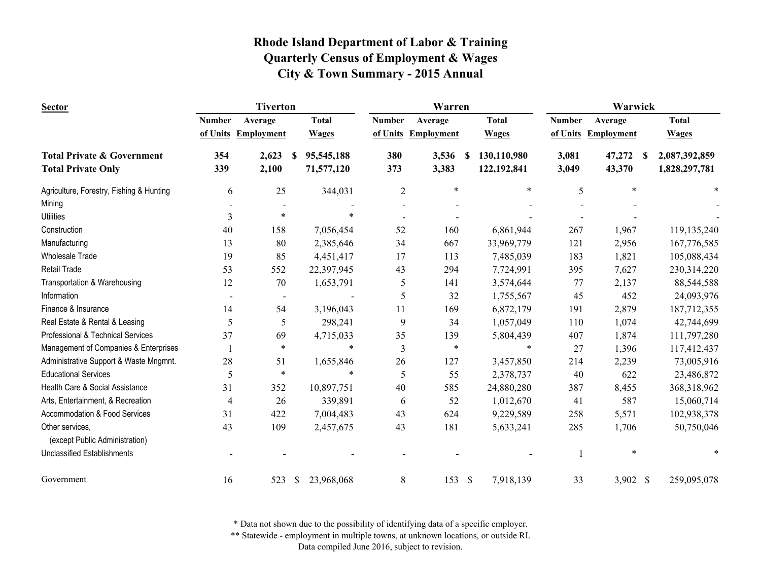# Rhode Island Department of Labor & Training
## Quarterly Census of Employment & Wages
## City & Town Summary - 2015 Annual

| Sector | Tiverton | | | Warren | | | Warwick | | |
|---|---|---|---|---|---|---|---|---|---|
| | Number of Units | Average Employment | Total Wages | Number of Units | Average Employment | Total Wages | Number of Units | Average Employment | Total Wages |
| **Total Private & Government** | **354** | **2,623** | **$ 95,545,188** | **380** | **3,536** | **$ 130,110,980** | **3,081** | **47,272** | **$ 2,087,392,859** |
| **Total Private Only** | **339** | **2,100** | **71,577,120** | **373** | **3,383** | **122,192,841** | **3,049** | **43,370** | **1,828,297,781** |
| Agriculture, Forestry, Fishing & Hunting | 6 | 25 | 344,031 | 2 | * | * | 5 | * | * |
| Mining | - | - | - | - | - | - | - | - | - |
| Utilities | 3 | * | * | - | - | - | - | - | - |
| Construction | 40 | 158 | 7,056,454 | 52 | 160 | 6,861,944 | 267 | 1,967 | 119,135,240 |
| Manufacturing | 13 | 80 | 2,385,646 | 34 | 667 | 33,969,779 | 121 | 2,956 | 167,776,585 |
| Wholesale Trade | 19 | 85 | 4,451,417 | 17 | 113 | 7,485,039 | 183 | 1,821 | 105,088,434 |
| Retail Trade | 53 | 552 | 22,397,945 | 43 | 294 | 7,724,991 | 395 | 7,627 | 230,314,220 |
| Transportation & Warehousing | 12 | 70 | 1,653,791 | 5 | 141 | 3,574,644 | 77 | 2,137 | 88,544,588 |
| Information | - | - | - | 5 | 32 | 1,755,567 | 45 | 452 | 24,093,976 |
| Finance & Insurance | 14 | 54 | 3,196,043 | 11 | 169 | 6,872,179 | 191 | 2,879 | 187,712,355 |
| Real Estate & Rental & Leasing | 5 | 5 | 298,241 | 9 | 34 | 1,057,049 | 110 | 1,074 | 42,744,699 |
| Professional & Technical Services | 37 | 69 | 4,715,033 | 35 | 139 | 5,804,439 | 407 | 1,874 | 111,797,280 |
| Management of Companies & Enterprises | 1 | * | * | 3 | * | * | 27 | 1,396 | 117,412,437 |
| Administrative Support & Waste Mngmnt. | 28 | 51 | 1,655,846 | 26 | 127 | 3,457,850 | 214 | 2,239 | 73,005,916 |
| Educational Services | 5 | * | * | 5 | 55 | 2,378,737 | 40 | 622 | 23,486,872 |
| Health Care & Social Assistance | 31 | 352 | 10,897,751 | 40 | 585 | 24,880,280 | 387 | 8,455 | 368,318,962 |
| Arts, Entertainment, & Recreation | 4 | 26 | 339,891 | 6 | 52 | 1,012,670 | 41 | 587 | 15,060,714 |
| Accommodation & Food Services | 31 | 422 | 7,004,483 | 43 | 624 | 9,229,589 | 258 | 5,571 | 102,938,378 |
| Other services, (except Public Administration) | 43 | 109 | 2,457,675 | 43 | 181 | 5,633,241 | 285 | 1,706 | 50,750,046 |
| Unclassified Establishments | - | - | - | - | - | - | 1 | * | * |
| Government | 16 | 523 | $ 23,968,068 | 8 | 153 | $ 7,918,139 | 33 | 3,902 | $ 259,095,078 |

\* Data not shown due to the possibility of identifying data of a specific employer.

\*\* Statewide - employment in multiple towns, at unknown locations, or outside RI.

Data compiled June 2016, subject to revision.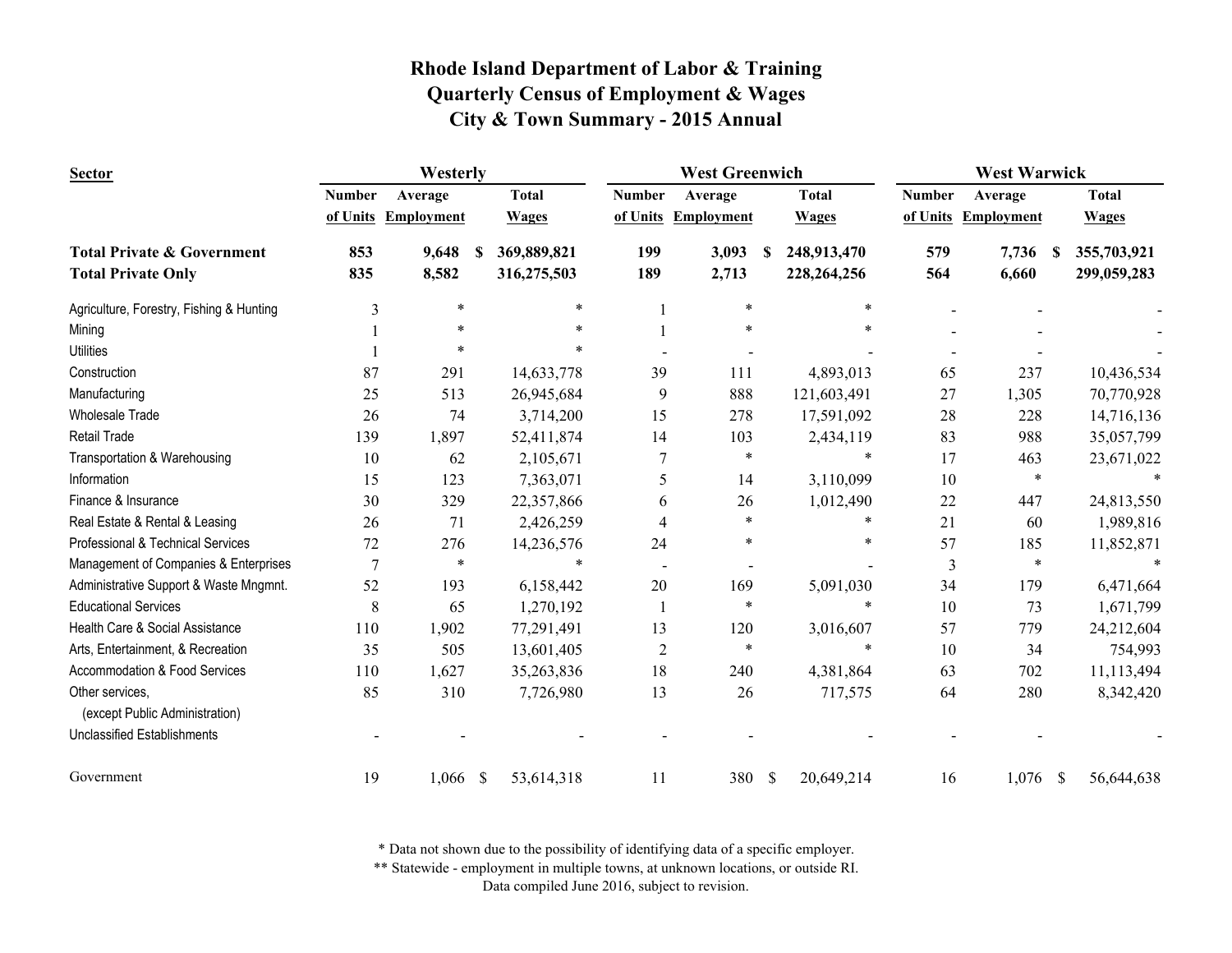# Rhode Island Department of Labor & Training
## Quarterly Census of Employment & Wages
## City & Town Summary - 2015 Annual

| Sector | Westerly | | | West Greenwich | | | West Warwick | | |
|---|---|---|---|---|---|---|---|---|---|
| | Number of Units | Average Employment | Total Wages | Number of Units | Average Employment | Total Wages | Number of Units | Average Employment | Total Wages |
| **Total Private & Government** | **853** | **9,648** | **$ 369,889,821** | **199** | **3,093** | **$ 248,913,470** | **579** | **7,736** | **$ 355,703,921** |
| **Total Private Only** | **835** | **8,582** | **316,275,503** | **189** | **2,713** | **228,264,256** | **564** | **6,660** | **299,059,283** |
| Agriculture, Forestry, Fishing & Hunting | 3 | * | * | 1 | * | * | - | - | - |
| Mining | 1 | * | * | 1 | * | * | - | - | - |
| Utilities | 1 | * | * | - | - | - | - | - | - |
| Construction | 87 | 291 | 14,633,778 | 39 | 111 | 4,893,013 | 65 | 237 | 10,436,534 |
| Manufacturing | 25 | 513 | 26,945,684 | 9 | 888 | 121,603,491 | 27 | 1,305 | 70,770,928 |
| Wholesale Trade | 26 | 74 | 3,714,200 | 15 | 278 | 17,591,092 | 28 | 228 | 14,716,136 |
| Retail Trade | 139 | 1,897 | 52,411,874 | 14 | 103 | 2,434,119 | 83 | 988 | 35,057,799 |
| Transportation & Warehousing | 10 | 62 | 2,105,671 | 7 | * | * | 17 | 463 | 23,671,022 |
| Information | 15 | 123 | 7,363,071 | 5 | 14 | 3,110,099 | 10 | * | * |
| Finance & Insurance | 30 | 329 | 22,357,866 | 6 | 26 | 1,012,490 | 22 | 447 | 24,813,550 |
| Real Estate & Rental & Leasing | 26 | 71 | 2,426,259 | 4 | * | * | 21 | 60 | 1,989,816 |
| Professional & Technical Services | 72 | 276 | 14,236,576 | 24 | * | * | 57 | 185 | 11,852,871 |
| Management of Companies & Enterprises | 7 | * | * | - | - | - | 3 | * | * |
| Administrative Support & Waste Mngmnt. | 52 | 193 | 6,158,442 | 20 | 169 | 5,091,030 | 34 | 179 | 6,471,664 |
| Educational Services | 8 | 65 | 1,270,192 | 1 | * | * | 10 | 73 | 1,671,799 |
| Health Care & Social Assistance | 110 | 1,902 | 77,291,491 | 13 | 120 | 3,016,607 | 57 | 779 | 24,212,604 |
| Arts, Entertainment, & Recreation | 35 | 505 | 13,601,405 | 2 | * | * | 10 | 34 | 754,993 |
| Accommodation & Food Services | 110 | 1,627 | 35,263,836 | 18 | 240 | 4,381,864 | 63 | 702 | 11,113,494 |
| Other services, (except Public Administration) | 85 | 310 | 7,726,980 | 13 | 26 | 717,575 | 64 | 280 | 8,342,420 |
| Unclassified Establishments | - | - | - | - | - | - | - | - | - |
| Government | 19 | 1,066 | $ 53,614,318 | 11 | 380 | $ 20,649,214 | 16 | 1,076 | $ 56,644,638 |

\* Data not shown due to the possibility of identifying data of a specific employer.

\*\* Statewide - employment in multiple towns, at unknown locations, or outside RI.

Data compiled June 2016, subject to revision.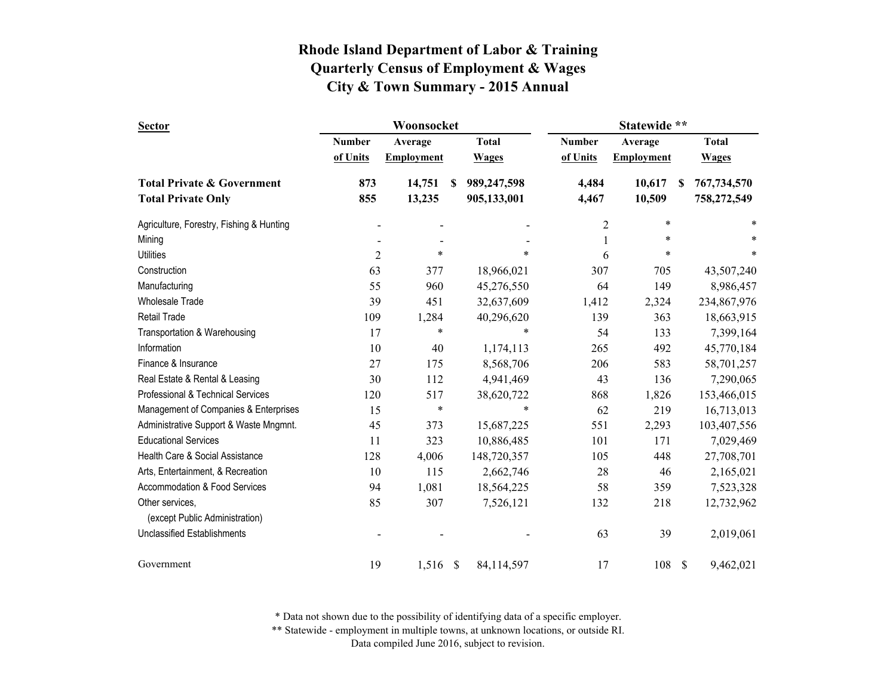# Rhode Island Department of Labor & Training
## Quarterly Census of Employment & Wages
## City & Town Summary - 2015 Annual

| Sector | Woonsocket | | | Statewide ** | | |
|---|---|---|---|---|---|---|
| | Number of Units | Average Employment | Total Wages | Number of Units | Average Employment | Total Wages |
| **Total Private & Government** | **873** | **14,751** | **$ 989,247,598** | **4,484** | **10,617** | **$ 767,734,570** |
| **Total Private Only** | **855** | **13,235** | **905,133,001** | **4,467** | **10,509** | **758,272,549** |
| Agriculture, Forestry, Fishing & Hunting | - | - | - | 2 | * | * |
| Mining | - | - | - | 1 | * | * |
| Utilities | 2 | * | * | 6 | * | * |
| Construction | 63 | 377 | 18,966,021 | 307 | 705 | 43,507,240 |
| Manufacturing | 55 | 960 | 45,276,550 | 64 | 149 | 8,986,457 |
| Wholesale Trade | 39 | 451 | 32,637,609 | 1,412 | 2,324 | 234,867,976 |
| Retail Trade | 109 | 1,284 | 40,296,620 | 139 | 363 | 18,663,915 |
| Transportation & Warehousing | 17 | * | * | 54 | 133 | 7,399,164 |
| Information | 10 | 40 | 1,174,113 | 265 | 492 | 45,770,184 |
| Finance & Insurance | 27 | 175 | 8,568,706 | 206 | 583 | 58,701,257 |
| Real Estate & Rental & Leasing | 30 | 112 | 4,941,469 | 43 | 136 | 7,290,065 |
| Professional & Technical Services | 120 | 517 | 38,620,722 | 868 | 1,826 | 153,466,015 |
| Management of Companies & Enterprises | 15 | * | * | 62 | 219 | 16,713,013 |
| Administrative Support & Waste Mngmnt. | 45 | 373 | 15,687,225 | 551 | 2,293 | 103,407,556 |
| Educational Services | 11 | 323 | 10,886,485 | 101 | 171 | 7,029,469 |
| Health Care & Social Assistance | 128 | 4,006 | 148,720,357 | 105 | 448 | 27,708,701 |
| Arts, Entertainment, & Recreation | 10 | 115 | 2,662,746 | 28 | 46 | 2,165,021 |
| Accommodation & Food Services | 94 | 1,081 | 18,564,225 | 58 | 359 | 7,523,328 |
| Other services, (except Public Administration) | 85 | 307 | 7,526,121 | 132 | 218 | 12,732,962 |
| Unclassified Establishments | - | - | - | 63 | 39 | 2,019,061 |
| Government | 19 | 1,516 | $ 84,114,597 | 17 | 108 | $ 9,462,021 |

\* Data not shown due to the possibility of identifying data of a specific employer.

\** Statewide - employment in multiple towns, at unknown locations, or outside RI.

Data compiled June 2016, subject to revision.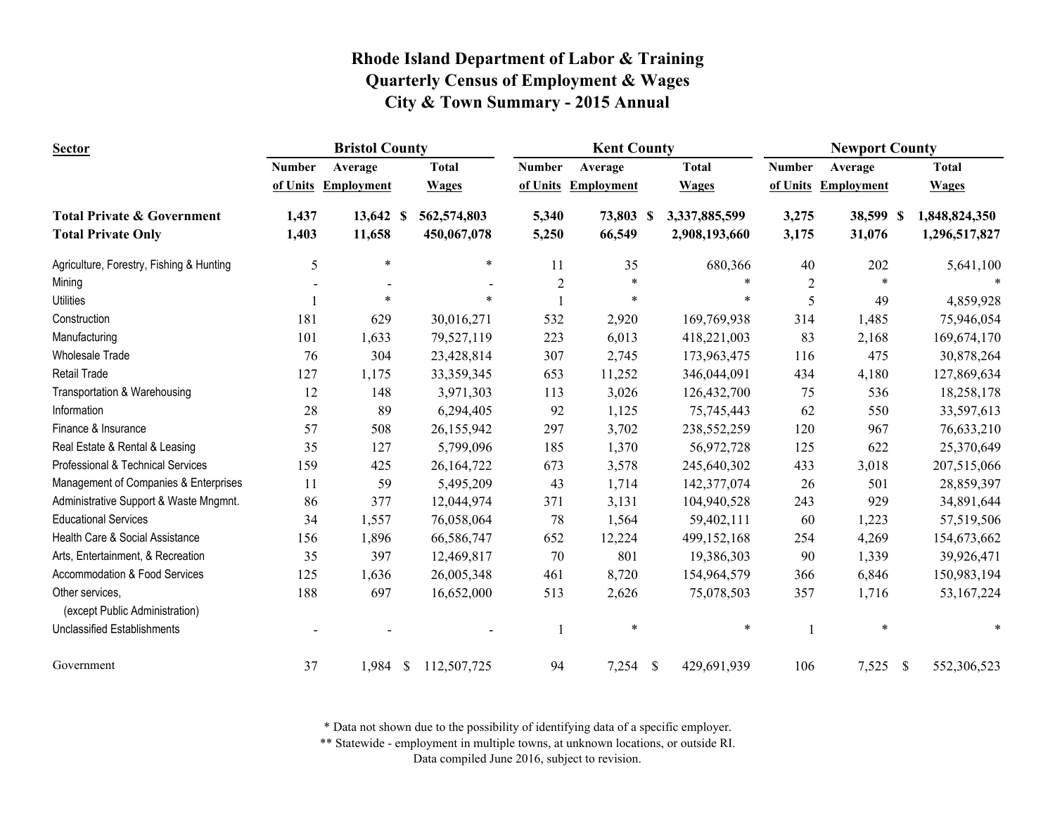# Rhode Island Department of Labor & Training
# Quarterly Census of Employment & Wages
# City & Town Summary - 2015 Annual

| Sector | Bristol County | | | Kent County | | | Newport County | | |
|---|---|---|---|---|---|---|---|---|---|
| | Number of Units | Average Employment | Total Wages | Number of Units | Average Employment | Total Wages | Number of Units | Average Employment | Total Wages |
| **Total Private & Government** | **1,437** | **13,642** | **$ 562,574,803** | **5,340** | **73,803** | **$ 3,337,885,599** | **3,275** | **38,599** | **$ 1,848,824,350** |
| **Total Private Only** | **1,403** | **11,658** | **450,067,078** | **5,250** | **66,549** | **2,908,193,660** | **3,175** | **31,076** | **1,296,517,827** |
| Agriculture, Forestry, Fishing & Hunting | 5 | * | * | 11 | 35 | 680,366 | 40 | 202 | 5,641,100 |
| Mining | - | - | - | 2 | * | * | 2 | * | * |
| Utilities | 1 | * | * | 1 | * | * | 5 | 49 | 4,859,928 |
| Construction | 181 | 629 | 30,016,271 | 532 | 2,920 | 169,769,938 | 314 | 1,485 | 75,946,054 |
| Manufacturing | 101 | 1,633 | 79,527,119 | 223 | 6,013 | 418,221,003 | 83 | 2,168 | 169,674,170 |
| Wholesale Trade | 76 | 304 | 23,428,814 | 307 | 2,745 | 173,963,475 | 116 | 475 | 30,878,264 |
| Retail Trade | 127 | 1,175 | 33,359,345 | 653 | 11,252 | 346,044,091 | 434 | 4,180 | 127,869,634 |
| Transportation & Warehousing | 12 | 148 | 3,971,303 | 113 | 3,026 | 126,432,700 | 75 | 536 | 18,258,178 |
| Information | 28 | 89 | 6,294,405 | 92 | 1,125 | 75,745,443 | 62 | 550 | 33,597,613 |
| Finance & Insurance | 57 | 508 | 26,155,942 | 297 | 3,702 | 238,552,259 | 120 | 967 | 76,633,210 |
| Real Estate & Rental & Leasing | 35 | 127 | 5,799,096 | 185 | 1,370 | 56,972,728 | 125 | 622 | 25,370,649 |
| Professional & Technical Services | 159 | 425 | 26,164,722 | 673 | 3,578 | 245,640,302 | 433 | 3,018 | 207,515,066 |
| Management of Companies & Enterprises | 11 | 59 | 5,495,209 | 43 | 1,714 | 142,377,074 | 26 | 501 | 28,859,397 |
| Administrative Support & Waste Mngmnt. | 86 | 377 | 12,044,974 | 371 | 3,131 | 104,940,528 | 243 | 929 | 34,891,644 |
| Educational Services | 34 | 1,557 | 76,058,064 | 78 | 1,564 | 59,402,111 | 60 | 1,223 | 57,519,506 |
| Health Care & Social Assistance | 156 | 1,896 | 66,586,747 | 652 | 12,224 | 499,152,168 | 254 | 4,269 | 154,673,662 |
| Arts, Entertainment, & Recreation | 35 | 397 | 12,469,817 | 70 | 801 | 19,386,303 | 90 | 1,339 | 39,926,471 |
| Accommodation & Food Services | 125 | 1,636 | 26,005,348 | 461 | 8,720 | 154,964,579 | 366 | 6,846 | 150,983,194 |
| Other services, (except Public Administration) | 188 | 697 | 16,652,000 | 513 | 2,626 | 75,078,503 | 357 | 1,716 | 53,167,224 |
| Unclassified Establishments | - | - | - | 1 | * | * | 1 | * | * |
| Government | 37 | 1,984 | $ 112,507,725 | 94 | 7,254 | $ 429,691,939 | 106 | 7,525 | $ 552,306,523 |

\* Data not shown due to the possibility of identifying data of a specific employer.

\*\* Statewide - employment in multiple towns, at unknown locations, or outside RI.

Data compiled June 2016, subject to revision.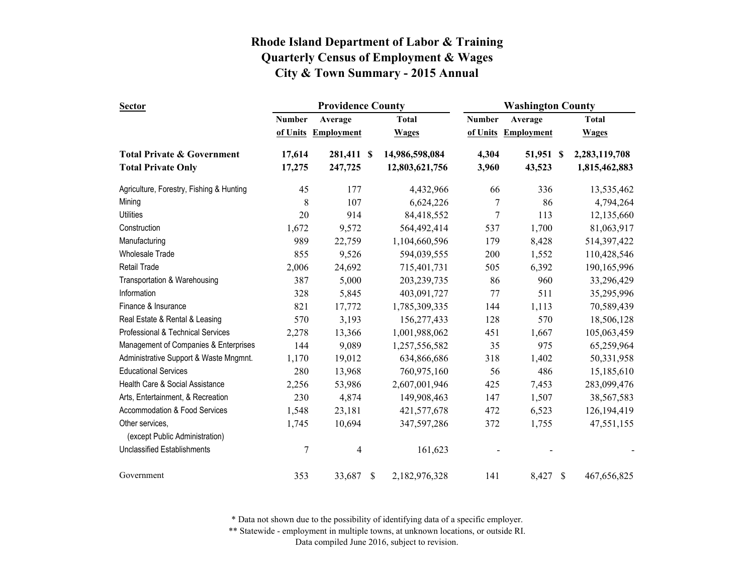# Rhode Island Department of Labor & Training
## Quarterly Census of Employment & Wages
## City & Town Summary - 2015 Annual

| Sector | Providence County | | | Washington County | | |
|---|---|---|---|---|---|---|
| | Number of Units | Average Employment | Total Wages | Number of Units | Average Employment | Total Wages |
| **Total Private & Government** | **17,614** | **281,411** | **$ 14,986,598,084** | **4,304** | **51,951** | **$ 2,283,119,708** |
| **Total Private Only** | **17,275** | **247,725** | **12,803,621,756** | **3,960** | **43,523** | **1,815,462,883** |
| Agriculture, Forestry, Fishing & Hunting | 45 | 177 | 4,432,966 | 66 | 336 | 13,535,462 |
| Mining | 8 | 107 | 6,624,226 | 7 | 86 | 4,794,264 |
| Utilities | 20 | 914 | 84,418,552 | 7 | 113 | 12,135,660 |
| Construction | 1,672 | 9,572 | 564,492,414 | 537 | 1,700 | 81,063,917 |
| Manufacturing | 989 | 22,759 | 1,104,660,596 | 179 | 8,428 | 514,397,422 |
| Wholesale Trade | 855 | 9,526 | 594,039,555 | 200 | 1,552 | 110,428,546 |
| Retail Trade | 2,006 | 24,692 | 715,401,731 | 505 | 6,392 | 190,165,996 |
| Transportation & Warehousing | 387 | 5,000 | 203,239,735 | 86 | 960 | 33,296,429 |
| Information | 328 | 5,845 | 403,091,727 | 77 | 511 | 35,295,996 |
| Finance & Insurance | 821 | 17,772 | 1,785,309,335 | 144 | 1,113 | 70,589,439 |
| Real Estate & Rental & Leasing | 570 | 3,193 | 156,277,433 | 128 | 570 | 18,506,128 |
| Professional & Technical Services | 2,278 | 13,366 | 1,001,988,062 | 451 | 1,667 | 105,063,459 |
| Management of Companies & Enterprises | 144 | 9,089 | 1,257,556,582 | 35 | 975 | 65,259,964 |
| Administrative Support & Waste Mngmnt. | 1,170 | 19,012 | 634,866,686 | 318 | 1,402 | 50,331,958 |
| Educational Services | 280 | 13,968 | 760,975,160 | 56 | 486 | 15,185,610 |
| Health Care & Social Assistance | 2,256 | 53,986 | 2,607,001,946 | 425 | 7,453 | 283,099,476 |
| Arts, Entertainment, & Recreation | 230 | 4,874 | 149,908,463 | 147 | 1,507 | 38,567,583 |
| Accommodation & Food Services | 1,548 | 23,181 | 421,577,678 | 472 | 6,523 | 126,194,419 |
| Other services, (except Public Administration) | 1,745 | 10,694 | 347,597,286 | 372 | 1,755 | 47,551,155 |
| Unclassified Establishments | 7 | 4 | 161,623 | - | - | - |
| Government | 353 | 33,687 | $ 2,182,976,328 | 141 | 8,427 | $ 467,656,825 |

\* Data not shown due to the possibility of identifying data of a specific employer.

\** Statewide - employment in multiple towns, at unknown locations, or outside RI.

Data compiled June 2016, subject to revision.